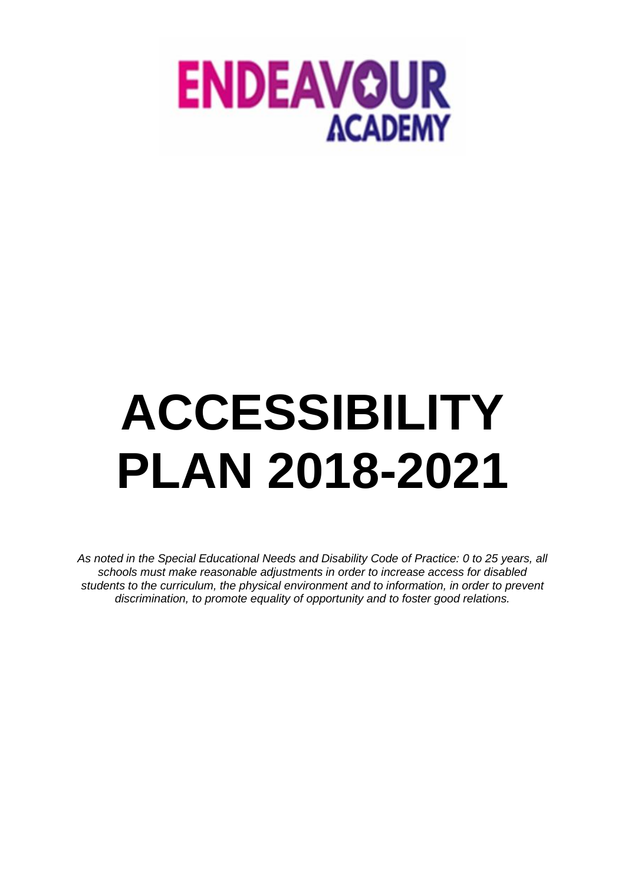ENDEAVOUR ACADEMY

# ACCESSIBILITY PLAN 2018-2021

*As noted in the Special Educational Needs and Disability Code of Practice: 0 to 25 years, all schools must make reasonable adjustments in order to increase access for disabled students to the curriculum, the physical environment and to information, in order to prevent discrimination, to promote equality of opportunity and to foster good relations.*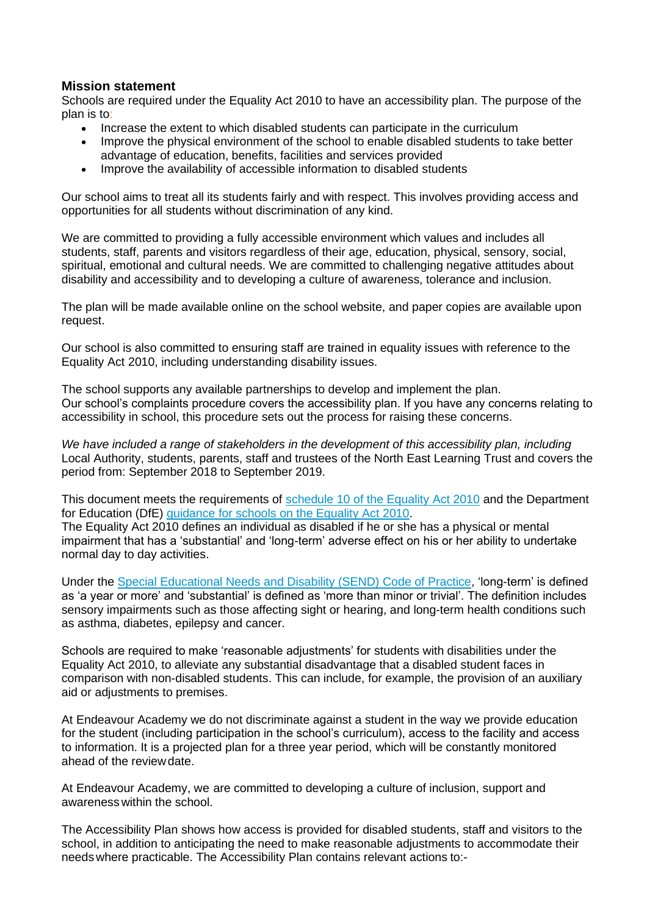### Mission statement

Schools are required under the Equality Act 2010 to have an accessibility plan. The purpose of the plan is to:

- Increase the extent to which disabled students can participate in the curriculum
- Improve the physical environment of the school to enable disabled students to take better advantage of education, benefits, facilities and services provided
- Improve the availability of accessible information to disabled students

Our school aims to treat all its students fairly and with respect. This involves providing access and opportunities for all students without discrimination of any kind.

We are committed to providing a fully accessible environment which values and includes all students, staff, parents and visitors regardless of their age, education, physical, sensory, social, spiritual, emotional and cultural needs. We are committed to challenging negative attitudes about disability and accessibility and to developing a culture of awareness, tolerance and inclusion.

The plan will be made available online on the school website, and paper copies are available upon request.

Our school is also committed to ensuring staff are trained in equality issues with reference to the Equality Act 2010, including understanding disability issues.

The school supports any available partnerships to develop and implement the plan.
Our school's complaints procedure covers the accessibility plan. If you have any concerns relating to accessibility in school, this procedure sets out the process for raising these concerns.

*We have included a range of stakeholders in the development of this accessibility plan, including* Local Authority, students, parents, staff and trustees of the North East Learning Trust and covers the period from: September 2018 to September 2019.

This document meets the requirements of schedule 10 of the Equality Act 2010 and the Department for Education (DfE) guidance for schools on the Equality Act 2010.
The Equality Act 2010 defines an individual as disabled if he or she has a physical or mental impairment that has a 'substantial' and 'long-term' adverse effect on his or her ability to undertake normal day to day activities.

Under the Special Educational Needs and Disability (SEND) Code of Practice, 'long-term' is defined as 'a year or more' and 'substantial' is defined as 'more than minor or trivial'. The definition includes sensory impairments such as those affecting sight or hearing, and long-term health conditions such as asthma, diabetes, epilepsy and cancer.

Schools are required to make 'reasonable adjustments' for students with disabilities under the Equality Act 2010, to alleviate any substantial disadvantage that a disabled student faces in comparison with non-disabled students. This can include, for example, the provision of an auxiliary aid or adjustments to premises.

At Endeavour Academy we do not discriminate against a student in the way we provide education for the student (including participation in the school's curriculum), access to the facility and access to information. It is a projected plan for a three year period, which will be constantly monitored ahead of the review date.

At Endeavour Academy, we are committed to developing a culture of inclusion, support and awareness within the school.

The Accessibility Plan shows how access is provided for disabled students, staff and visitors to the school, in addition to anticipating the need to make reasonable adjustments to accommodate their needs where practicable. The Accessibility Plan contains relevant actions to:-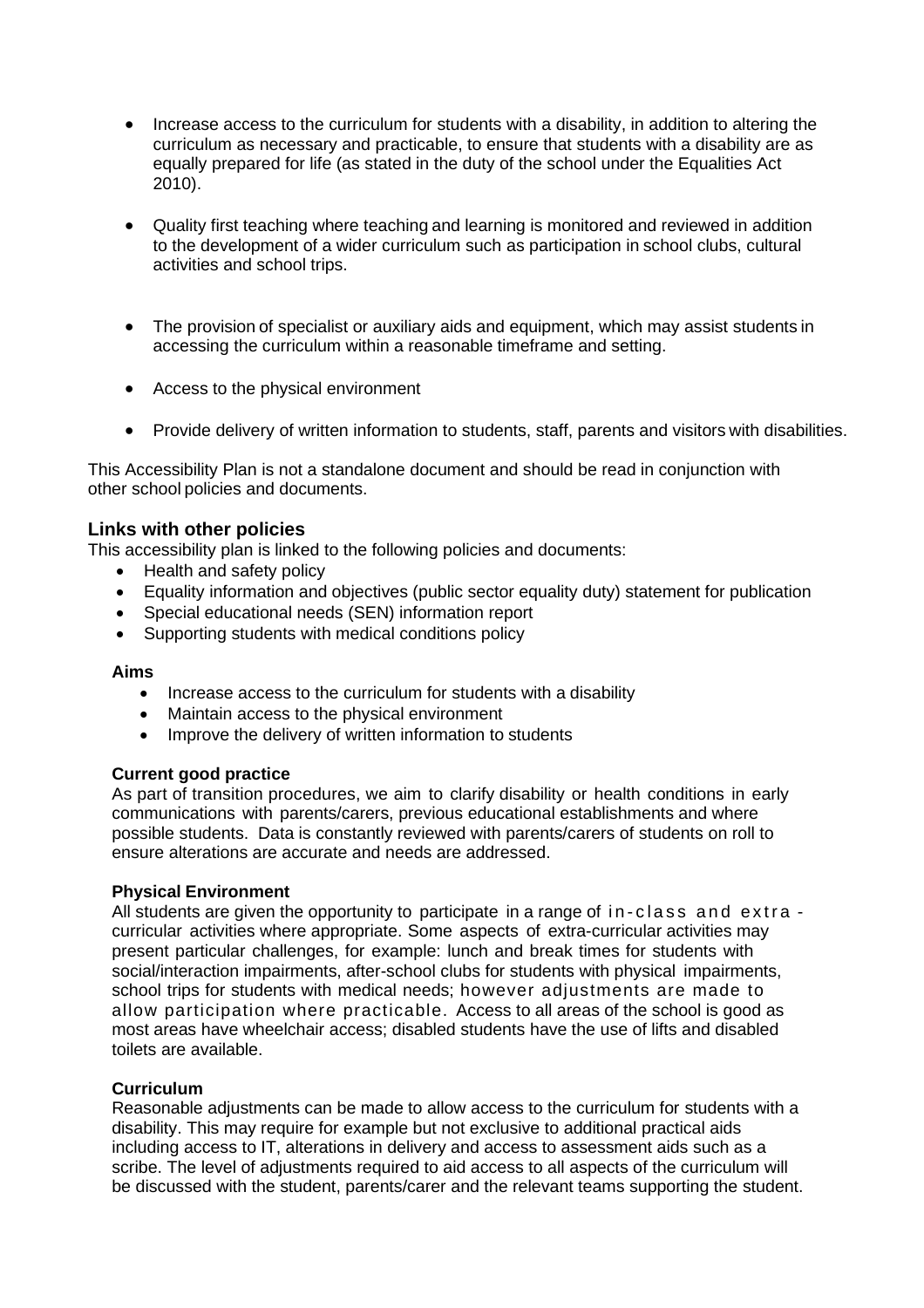- Increase access to the curriculum for students with a disability, in addition to altering the curriculum as necessary and practicable, to ensure that students with a disability are as equally prepared for life (as stated in the duty of the school under the Equalities Act 2010).

- Quality first teaching where teaching and learning is monitored and reviewed in addition to the development of a wider curriculum such as participation in school clubs, cultural activities and school trips.

- The provision of specialist or auxiliary aids and equipment, which may assist students in accessing the curriculum within a reasonable timeframe and setting.

- Access to the physical environment

- Provide delivery of written information to students, staff, parents and visitors with disabilities.

This Accessibility Plan is not a standalone document and should be read in conjunction with other school policies and documents.

## Links with other policies

This accessibility plan is linked to the following policies and documents:

- Health and safety policy
- Equality information and objectives (public sector equality duty) statement for publication
- Special educational needs (SEN) information report
- Supporting students with medical conditions policy

**Aims**

- Increase access to the curriculum for students with a disability
- Maintain access to the physical environment
- Improve the delivery of written information to students

**Current good practice**

As part of transition procedures, we aim to clarify disability or health conditions in early communications with parents/carers, previous educational establishments and where possible students. Data is constantly reviewed with parents/carers of students on roll to ensure alterations are accurate and needs are addressed.

**Physical Environment**

All students are given the opportunity to participate in a range of in-class and extra-curricular activities where appropriate. Some aspects of extra-curricular activities may present particular challenges, for example: lunch and break times for students with social/interaction impairments, after-school clubs for students with physical impairments, school trips for students with medical needs; however adjustments are made to allow participation where practicable. Access to all areas of the school is good as most areas have wheelchair access; disabled students have the use of lifts and disabled toilets are available.

**Curriculum**

Reasonable adjustments can be made to allow access to the curriculum for students with a disability. This may require for example but not exclusive to additional practical aids including access to IT, alterations in delivery and access to assessment aids such as a scribe. The level of adjustments required to aid access to all aspects of the curriculum will be discussed with the student, parents/carer and the relevant teams supporting the student.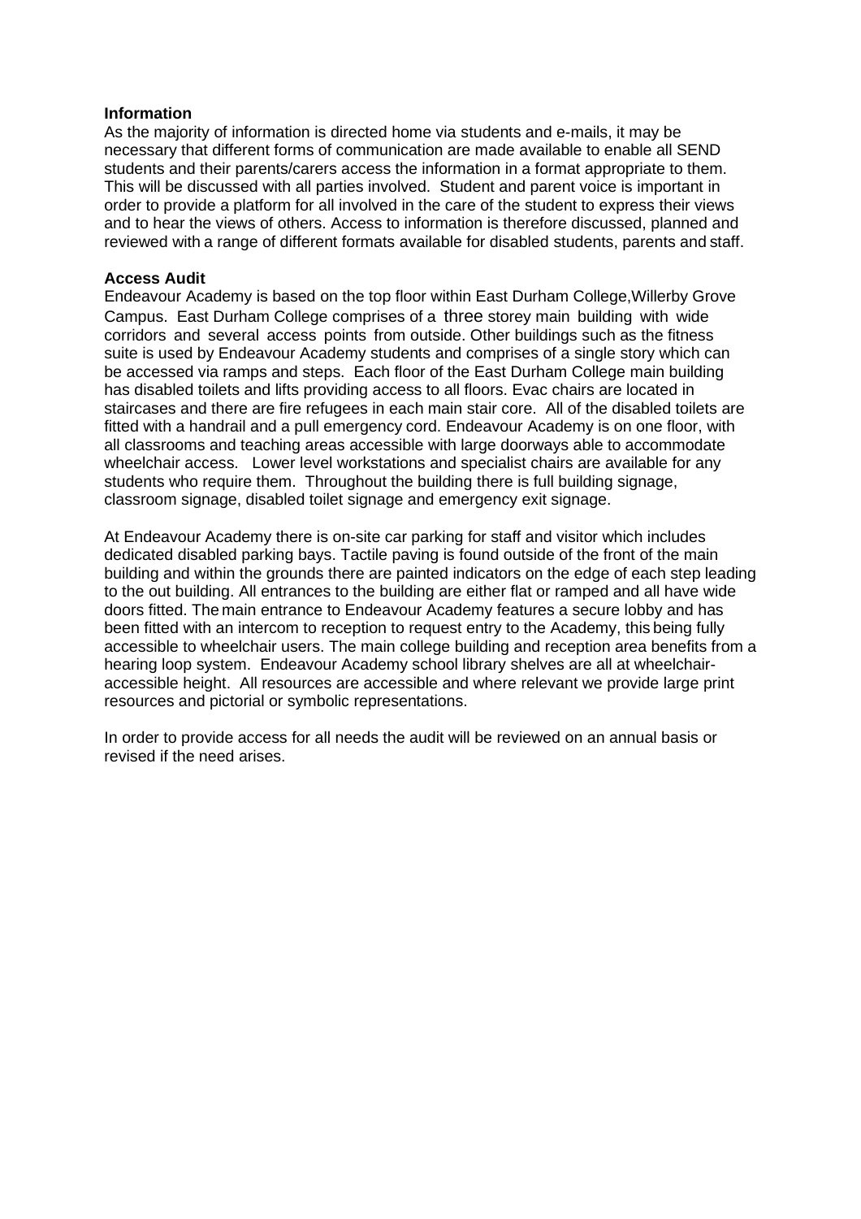**Information**

As the majority of information is directed home via students and e-mails, it may be necessary that different forms of communication are made available to enable all SEND students and their parents/carers access the information in a format appropriate to them. This will be discussed with all parties involved. Student and parent voice is important in order to provide a platform for all involved in the care of the student to express their views and to hear the views of others. Access to information is therefore discussed, planned and reviewed with a range of different formats available for disabled students, parents and staff.

**Access Audit**

Endeavour Academy is based on the top floor within East Durham College,Willerby Grove Campus. East Durham College comprises of a three storey main building with wide corridors and several access points from outside. Other buildings such as the fitness suite is used by Endeavour Academy students and comprises of a single story which can be accessed via ramps and steps. Each floor of the East Durham College main building has disabled toilets and lifts providing access to all floors. Evac chairs are located in staircases and there are fire refugees in each main stair core. All of the disabled toilets are fitted with a handrail and a pull emergency cord. Endeavour Academy is on one floor, with all classrooms and teaching areas accessible with large doorways able to accommodate wheelchair access. Lower level workstations and specialist chairs are available for any students who require them. Throughout the building there is full building signage, classroom signage, disabled toilet signage and emergency exit signage.

At Endeavour Academy there is on-site car parking for staff and visitor which includes dedicated disabled parking bays. Tactile paving is found outside of the front of the main building and within the grounds there are painted indicators on the edge of each step leading to the out building. All entrances to the building are either flat or ramped and all have wide doors fitted. The main entrance to Endeavour Academy features a secure lobby and has been fitted with an intercom to reception to request entry to the Academy, this being fully accessible to wheelchair users. The main college building and reception area benefits from a hearing loop system. Endeavour Academy school library shelves are all at wheelchair-accessible height. All resources are accessible and where relevant we provide large print resources and pictorial or symbolic representations.

In order to provide access for all needs the audit will be reviewed on an annual basis or revised if the need arises.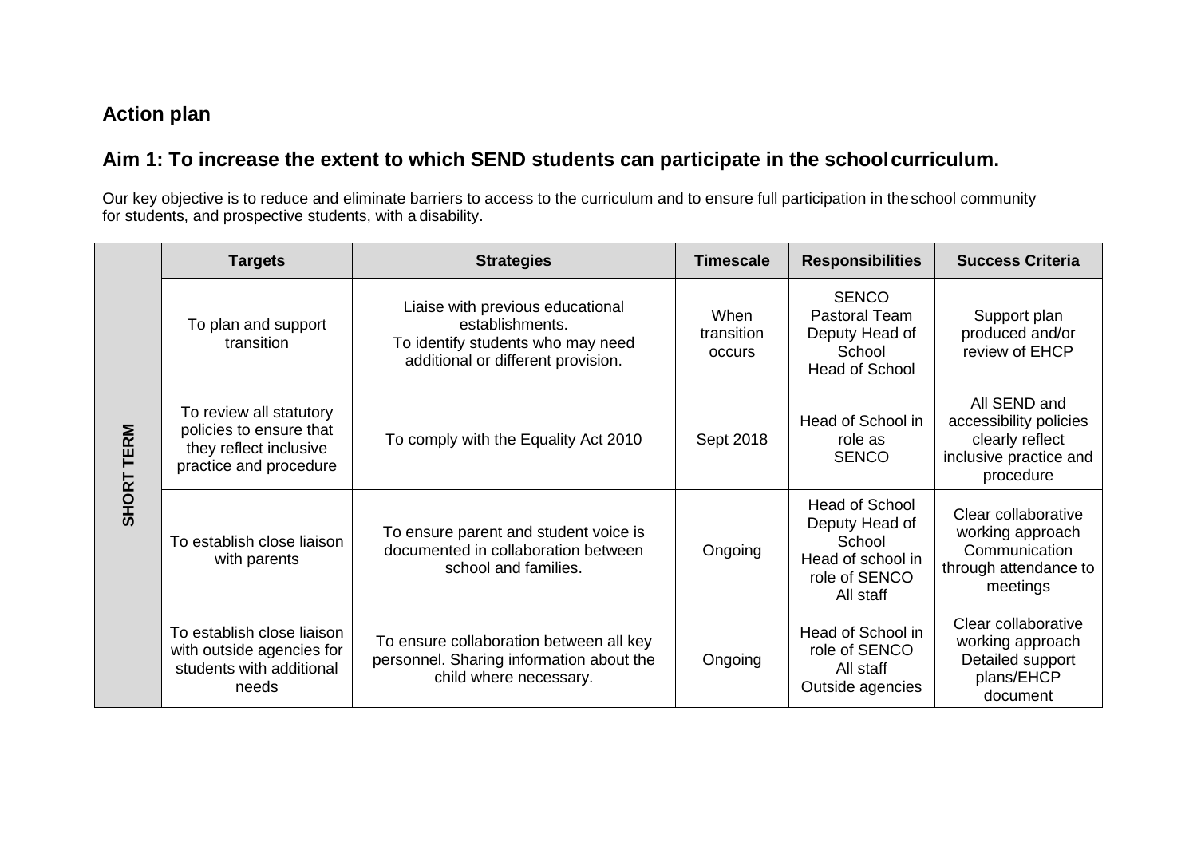## Action plan

## Aim 1: To increase the extent to which SEND students can participate in the school curriculum.

Our key objective is to reduce and eliminate barriers to access to the curriculum and to ensure full participation in the school community for students, and prospective students, with a disability.

| | Targets | Strategies | Timescale | Responsibilities | Success Criteria |
|---|---|---|---|---|---|
| SHORT TERM | To plan and support transition | Liaise with previous educational establishments. To identify students who may need additional or different provision. | When transition occurs | SENCO Pastoral Team Deputy Head of School Head of School | Support plan produced and/or review of EHCP |
| | To review all statutory policies to ensure that they reflect inclusive practice and procedure | To comply with the Equality Act 2010 | Sept 2018 | Head of School in role as SENCO | All SEND and accessibility policies clearly reflect inclusive practice and procedure |
| | To establish close liaison with parents | To ensure parent and student voice is documented in collaboration between school and families. | Ongoing | Head of School Deputy Head of School Head of school in role of SENCO All staff | Clear collaborative working approach Communication through attendance to meetings |
| | To establish close liaison with outside agencies for students with additional needs | To ensure collaboration between all key personnel. Sharing information about the child where necessary. | Ongoing | Head of School in role of SENCO All staff Outside agencies | Clear collaborative working approach Detailed support plans/EHCP document |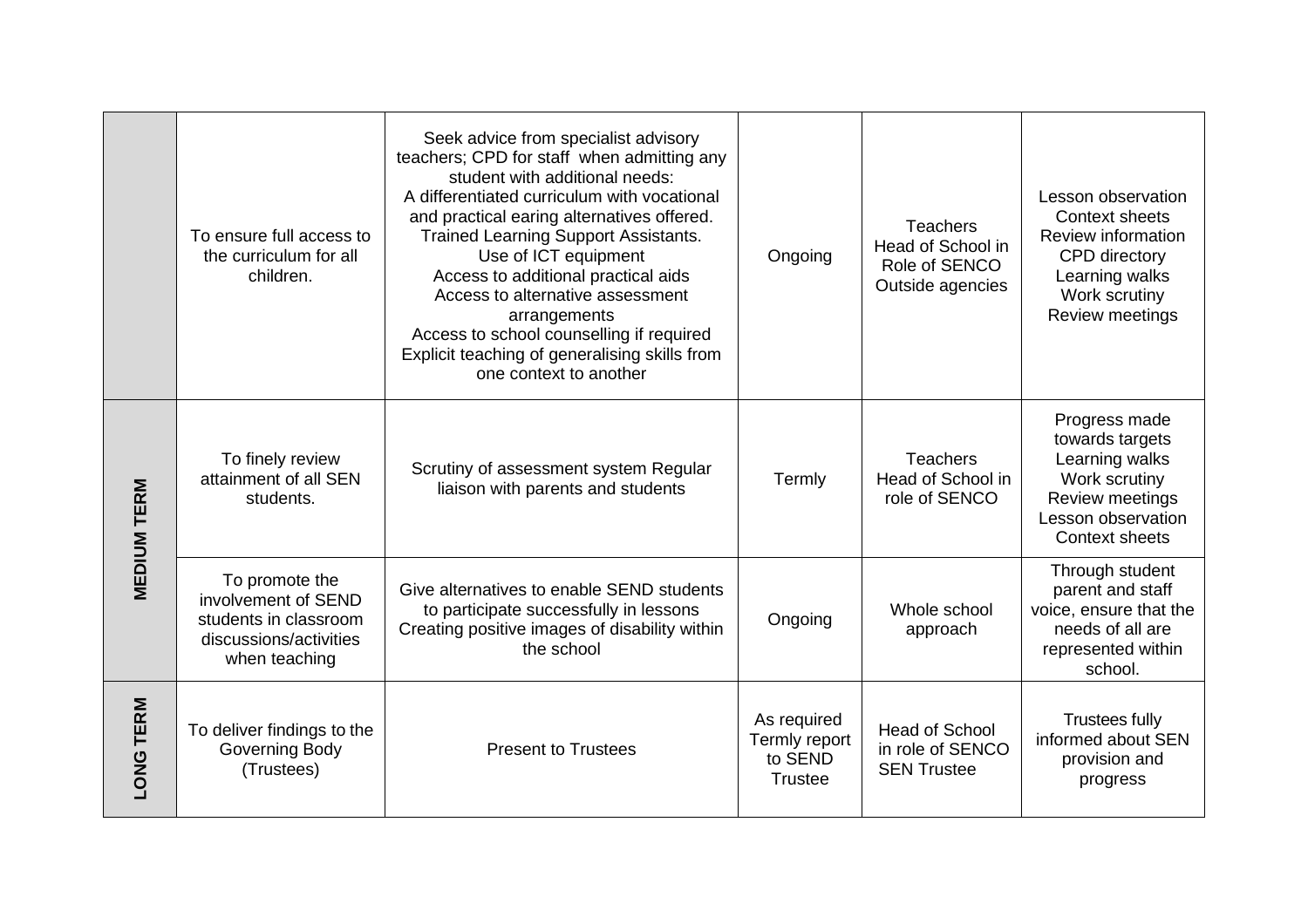| | | | | | |
|---|---|---|---|---|---|
| | To ensure full access to the curriculum for all children. | Seek advice from specialist advisory teachers; CPD for staff when admitting any student with additional needs:<br>A differentiated curriculum with vocational and practical earing alternatives offered.<br>Trained Learning Support Assistants.<br>Use of ICT equipment<br>Access to additional practical aids<br>Access to alternative assessment arrangements<br>Access to school counselling if required<br>Explicit teaching of generalising skills from one context to another | Ongoing | Teachers<br>Head of School in Role of SENCO<br>Outside agencies | Lesson observation<br>Context sheets<br>Review information<br>CPD directory<br>Learning walks<br>Work scrutiny<br>Review meetings |
| **MEDIUM TERM** | To finely review attainment of all SEN students. | Scrutiny of assessment system Regular liaison with parents and students | Termly | Teachers<br>Head of School in role of SENCO | Progress made towards targets<br>Learning walks<br>Work scrutiny<br>Review meetings<br>Lesson observation<br>Context sheets |
| | To promote the involvement of SEND students in classroom discussions/activities when teaching | Give alternatives to enable SEND students to participate successfully in lessons<br>Creating positive images of disability within the school | Ongoing | Whole school approach | Through student parent and staff voice, ensure that the needs of all are represented within school. |
| **LONG TERM** | To deliver findings to the Governing Body (Trustees) | Present to Trustees | As required<br>Termly report to SEND Trustee | Head of School in role of SENCO<br>SEN Trustee | Trustees fully informed about SEN provision and progress |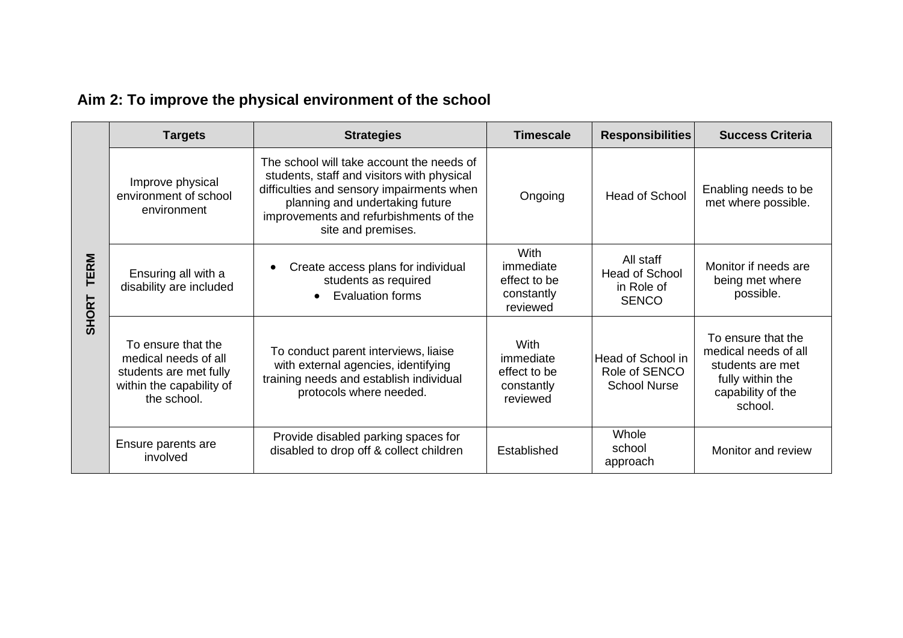## Aim 2: To improve the physical environment of the school

| | Targets | Strategies | Timescale | Responsibilities | Success Criteria |
|---|---|---|---|---|---|
| SHORT TERM | Improve physical environment of school environment | The school will take account the needs of students, staff and visitors with physical difficulties and sensory impairments when planning and undertaking future improvements and refurbishments of the site and premises. | Ongoing | Head of School | Enabling needs to be met where possible. |
| | Ensuring all with a disability are included | • Create access plans for individual students as required<br>• Evaluation forms | With immediate effect to be constantly reviewed | All staff<br>Head of School in Role of SENCO | Monitor if needs are being met where possible. |
| | To ensure that the medical needs of all students are met fully within the capability of the school. | To conduct parent interviews, liaise with external agencies, identifying training needs and establish individual protocols where needed. | With immediate effect to be constantly reviewed | Head of School in Role of SENCO<br>School Nurse | To ensure that the medical needs of all students are met fully within the capability of the school. |
| | Ensure parents are involved | Provide disabled parking spaces for disabled to drop off & collect children | Established | Whole school approach | Monitor and review |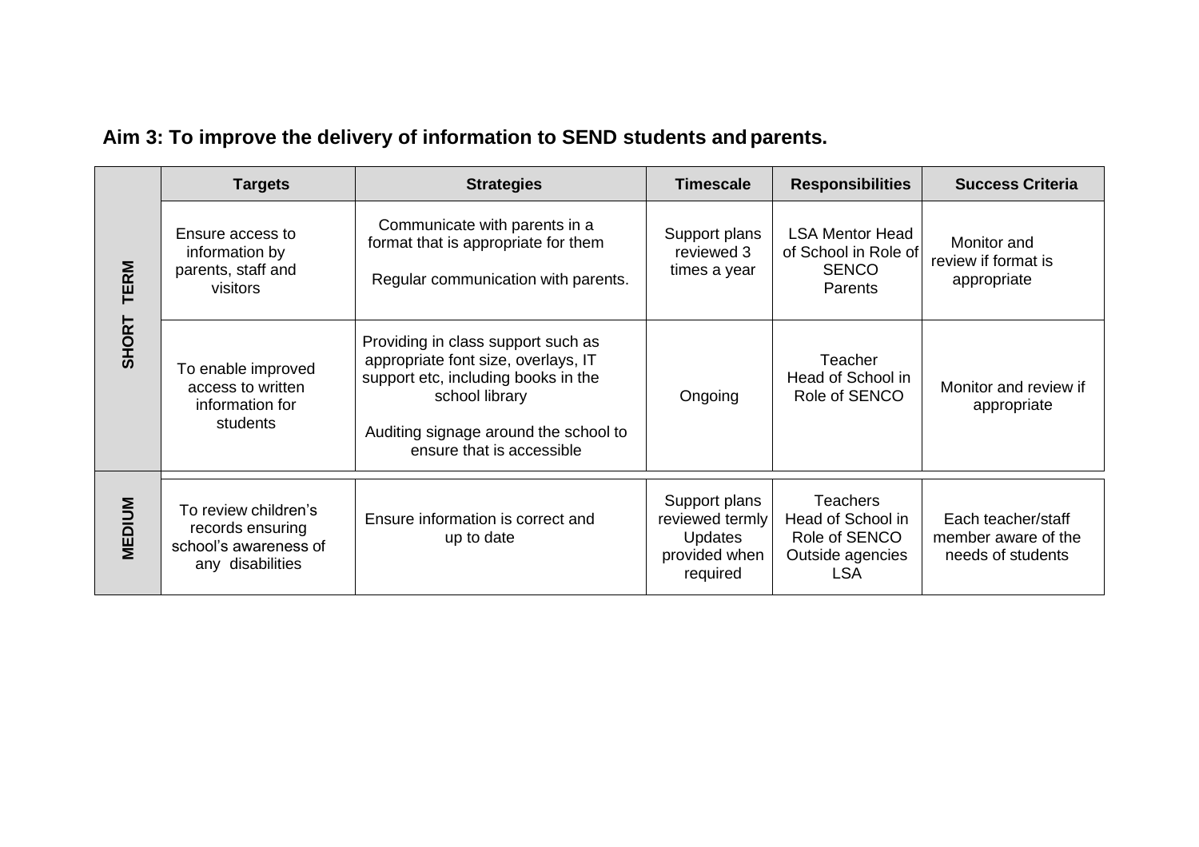**Aim 3: To improve the delivery of information to SEND students and parents.**

| | Targets | Strategies | Timescale | Responsibilities | Success Criteria |
|---|---|---|---|---|---|
| **SHORT TERM** | Ensure access to information by parents, staff and visitors | Communicate with parents in a format that is appropriate for them<br><br>Regular communication with parents. | Support plans reviewed 3 times a year | LSA Mentor Head of School in Role of SENCO<br>Parents | Monitor and review if format is appropriate |
| | To enable improved access to written information for students | Providing in class support such as appropriate font size, overlays, IT support etc, including books in the school library<br><br>Auditing signage around the school to ensure that is accessible | Ongoing | Teacher<br>Head of School in Role of SENCO | Monitor and review if appropriate |
| **MEDIUM** | To review children's records ensuring school's awareness of any disabilities | Ensure information is correct and up to date | Support plans reviewed termly<br>Updates provided when required | Teachers<br>Head of School in Role of SENCO<br>Outside agencies<br>LSA | Each teacher/staff member aware of the needs of students |